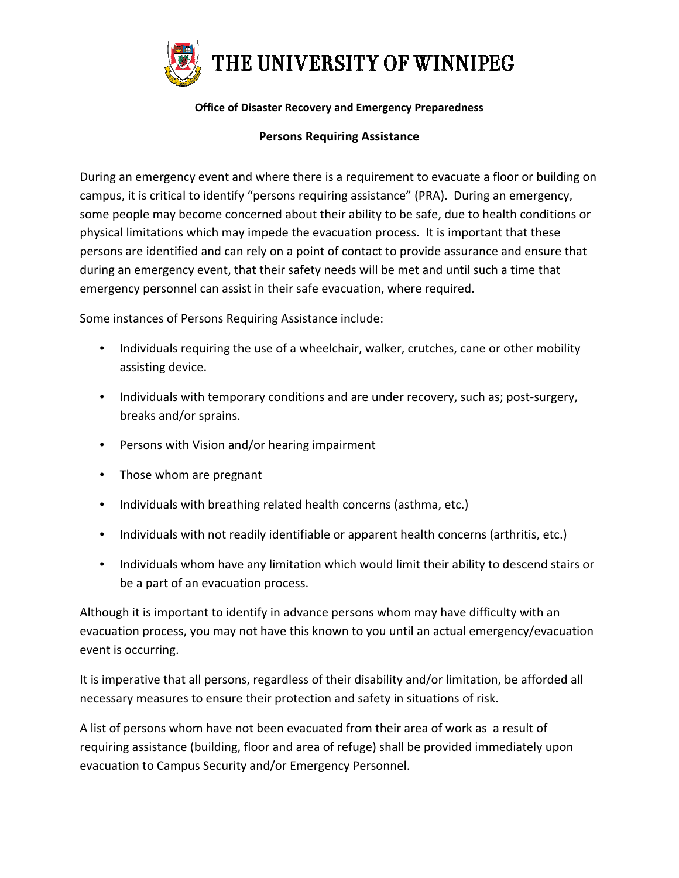# THE UNIVERSITY OF WINNIPEG

**Office of Disaster Recovery and Emergency Preparedness**

## Persons Requiring Assistance

During an emergency event and where there is a requirement to evacuate a floor or building on campus, it is critical to identify "persons requiring assistance" (PRA). During an emergency, some people may become concerned about their ability to be safe, due to health conditions or physical limitations which may impede the evacuation process. It is important that these persons are identified and can rely on a point of contact to provide assurance and ensure that during an emergency event, that their safety needs will be met and until such a time that emergency personnel can assist in their safe evacuation, where required.

Some instances of Persons Requiring Assistance include:

- Individuals requiring the use of a wheelchair, walker, crutches, cane or other mobility assisting device.
- Individuals with temporary conditions and are under recovery, such as; post-surgery, breaks and/or sprains.
- Persons with Vision and/or hearing impairment
- Those whom are pregnant
- Individuals with breathing related health concerns (asthma, etc.)
- Individuals with not readily identifiable or apparent health concerns (arthritis, etc.)
- Individuals whom have any limitation which would limit their ability to descend stairs or be a part of an evacuation process.

Although it is important to identify in advance persons whom may have difficulty with an evacuation process, you may not have this known to you until an actual emergency/evacuation event is occurring.

It is imperative that all persons, regardless of their disability and/or limitation, be afforded all necessary measures to ensure their protection and safety in situations of risk.

A list of persons whom have not been evacuated from their area of work as a result of requiring assistance (building, floor and area of refuge) shall be provided immediately upon evacuation to Campus Security and/or Emergency Personnel.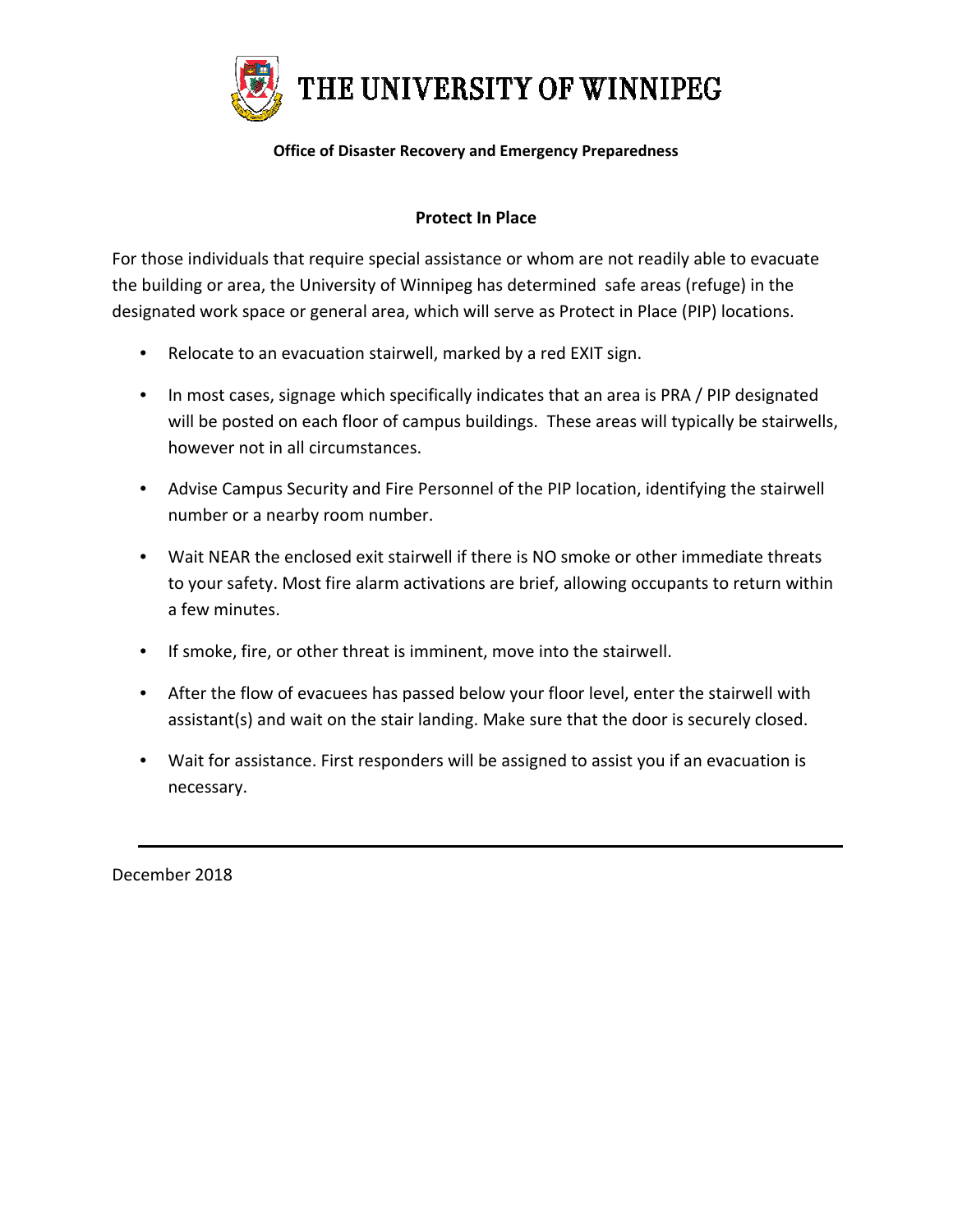# THE UNIVERSITY OF WINNIPEG

**Office of Disaster Recovery and Emergency Preparedness**

## Protect In Place

For those individuals that require special assistance or whom are not readily able to evacuate the building or area, the University of Winnipeg has determined safe areas (refuge) in the designated work space or general area, which will serve as Protect in Place (PIP) locations.

- Relocate to an evacuation stairwell, marked by a red EXIT sign.
- In most cases, signage which specifically indicates that an area is PRA / PIP designated will be posted on each floor of campus buildings. These areas will typically be stairwells, however not in all circumstances.
- Advise Campus Security and Fire Personnel of the PIP location, identifying the stairwell number or a nearby room number.
- Wait NEAR the enclosed exit stairwell if there is NO smoke or other immediate threats to your safety. Most fire alarm activations are brief, allowing occupants to return within a few minutes.
- If smoke, fire, or other threat is imminent, move into the stairwell.
- After the flow of evacuees has passed below your floor level, enter the stairwell with assistant(s) and wait on the stair landing. Make sure that the door is securely closed.
- Wait for assistance. First responders will be assigned to assist you if an evacuation is necessary.

---

December 2018